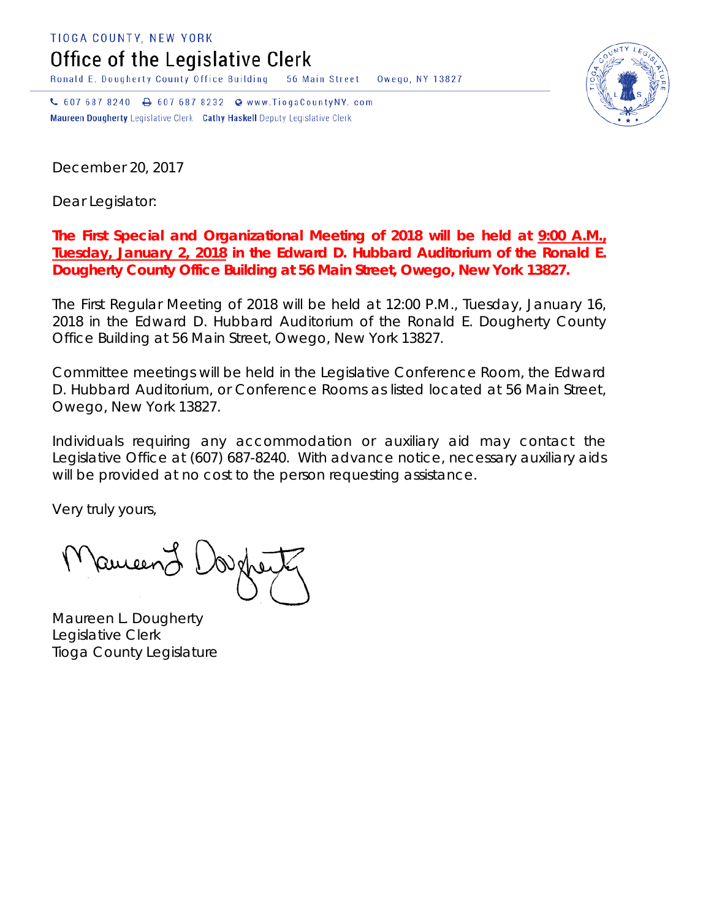TIOGA COUNTY, NEW YORK

# Office of the Legislative Clerk

Ronald E. Dougherty County Office Building 56 Main Street Owego, NY 13827

607 687 8240 607 687 8232 www.TiogaCountyNY.com

**Maureen Dougherty** Legislative Clerk **Cathy Haskell** Deputy Legislative Clerk

December 20, 2017

Dear Legislator:

**The First Special and Organizational Meeting of 2018 will be held at 9:00 A.M., Tuesday, January 2, 2018 in the Edward D. Hubbard Auditorium of the Ronald E. Dougherty County Office Building at 56 Main Street, Owego, New York 13827.**

The First Regular Meeting of 2018 will be held at 12:00 P.M., Tuesday, January 16, 2018 in the Edward D. Hubbard Auditorium of the Ronald E. Dougherty County Office Building at 56 Main Street, Owego, New York 13827.

Committee meetings will be held in the Legislative Conference Room, the Edward D. Hubbard Auditorium, or Conference Rooms as listed located at 56 Main Street, Owego, New York 13827.

Individuals requiring any accommodation or auxiliary aid may contact the Legislative Office at (607) 687-8240. With advance notice, necessary auxiliary aids will be provided at no cost to the person requesting assistance.

Very truly yours,

Maureen L. Dougherty
Legislative Clerk
Tioga County Legislature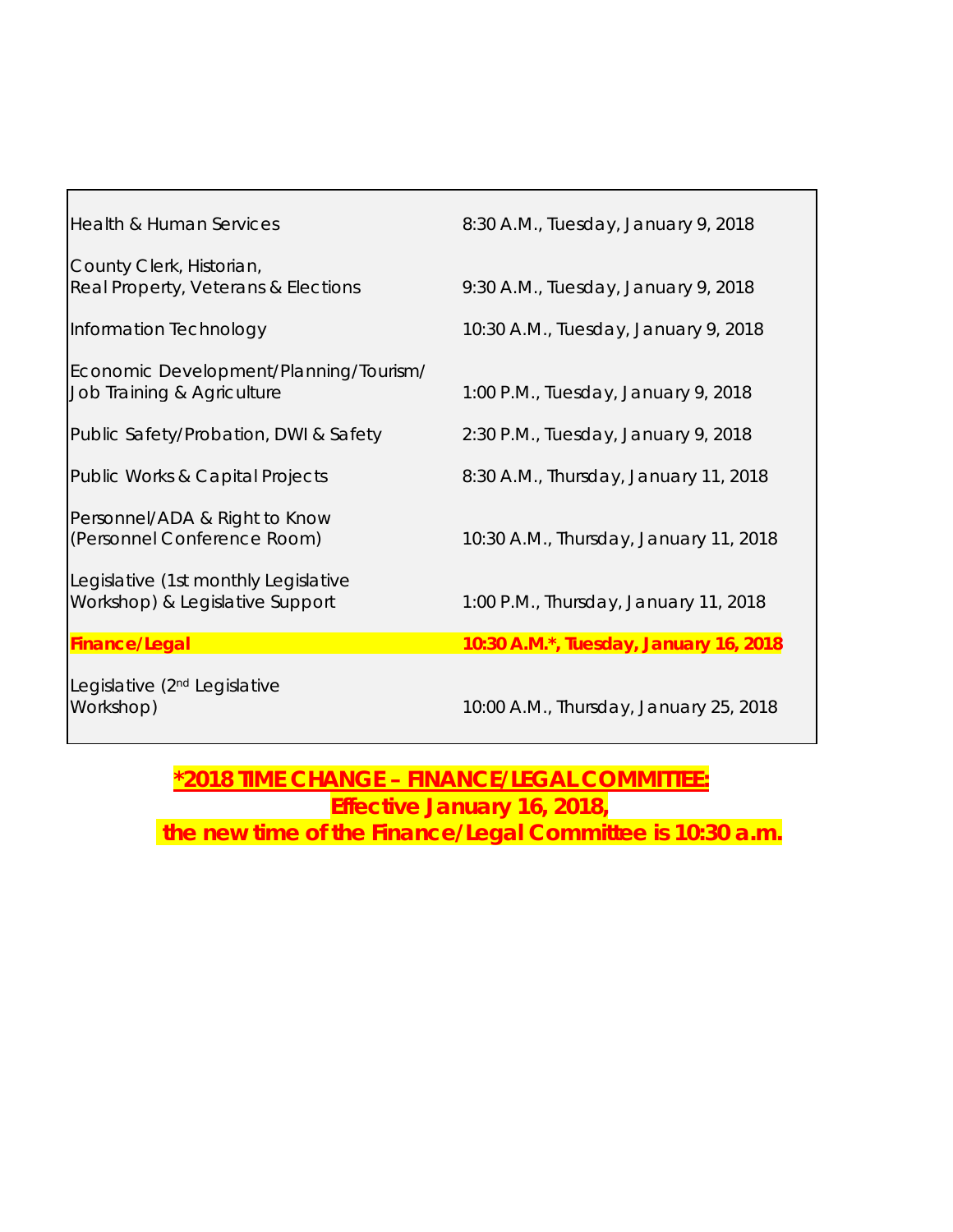| | |
|---|---|
| Health & Human Services | 8:30 A.M., Tuesday, January 9, 2018 |
| County Clerk, Historian, Real Property, Veterans & Elections | 9:30 A.M., Tuesday, January 9, 2018 |
| Information Technology | 10:30 A.M., Tuesday, January 9, 2018 |
| Economic Development/Planning/Tourism/ Job Training & Agriculture | 1:00 P.M., Tuesday, January 9, 2018 |
| Public Safety/Probation, DWI & Safety | 2:30 P.M., Tuesday, January 9, 2018 |
| Public Works & Capital Projects | 8:30 A.M., Thursday, January 11, 2018 |
| Personnel/ADA & Right to Know (Personnel Conference Room) | 10:30 A.M., Thursday, January 11, 2018 |
| Legislative (1st monthly Legislative Workshop) & Legislative Support | 1:00 P.M., Thursday, January 11, 2018 |
| **Finance/Legal** | **10:30 A.M.*, Tuesday, January 16, 2018** |
| Legislative (2nd Legislative Workshop) | 10:00 A.M., Thursday, January 25, 2018 |

**\*2018 TIME CHANGE – FINANCE/LEGAL COMMITTEE:**
**Effective January 16, 2018,**
**the new time of the Finance/Legal Committee is 10:30 a.m.**